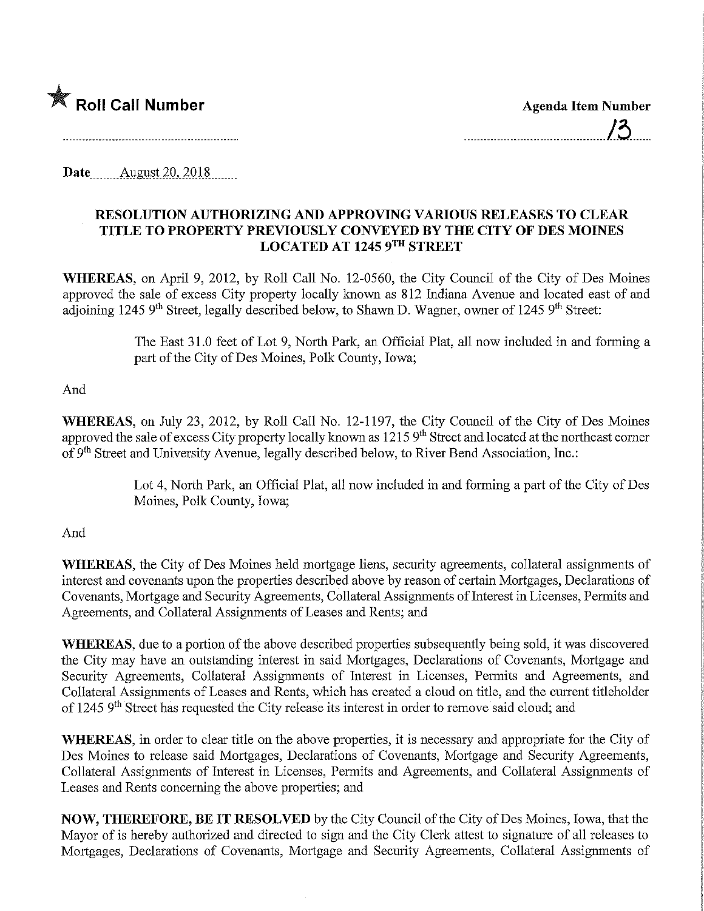★ **Roll Call Number**

**Agenda Item Number**

13

**Date** August 20, 2018

## RESOLUTION AUTHORIZING AND APPROVING VARIOUS RELEASES TO CLEAR TITLE TO PROPERTY PREVIOUSLY CONVEYED BY THE CITY OF DES MOINES LOCATED AT 1245 9TH STREET

**WHEREAS**, on April 9, 2012, by Roll Call No. 12-0560, the City Council of the City of Des Moines approved the sale of excess City property locally known as 812 Indiana Avenue and located east of and adjoining 1245 9th Street, legally described below, to Shawn D. Wagner, owner of 1245 9th Street:

> The East 31.0 feet of Lot 9, North Park, an Official Plat, all now included in and forming a part of the City of Des Moines, Polk County, Iowa;

And

**WHEREAS**, on July 23, 2012, by Roll Call No. 12-1197, the City Council of the City of Des Moines approved the sale of excess City property locally known as 1215 9th Street and located at the northeast corner of 9th Street and University Avenue, legally described below, to River Bend Association, Inc.:

> Lot 4, North Park, an Official Plat, all now included in and forming a part of the City of Des Moines, Polk County, Iowa;

And

**WHEREAS**, the City of Des Moines held mortgage liens, security agreements, collateral assignments of interest and covenants upon the properties described above by reason of certain Mortgages, Declarations of Covenants, Mortgage and Security Agreements, Collateral Assignments of Interest in Licenses, Permits and Agreements, and Collateral Assignments of Leases and Rents; and

**WHEREAS**, due to a portion of the above described properties subsequently being sold, it was discovered the City may have an outstanding interest in said Mortgages, Declarations of Covenants, Mortgage and Security Agreements, Collateral Assignments of Interest in Licenses, Permits and Agreements, and Collateral Assignments of Leases and Rents, which has created a cloud on title, and the current titleholder of 1245 9th Street has requested the City release its interest in order to remove said cloud; and

**WHEREAS**, in order to clear title on the above properties, it is necessary and appropriate for the City of Des Moines to release said Mortgages, Declarations of Covenants, Mortgage and Security Agreements, Collateral Assignments of Interest in Licenses, Permits and Agreements, and Collateral Assignments of Leases and Rents concerning the above properties; and

**NOW, THEREFORE, BE IT RESOLVED** by the City Council of the City of Des Moines, Iowa, that the Mayor of is hereby authorized and directed to sign and the City Clerk attest to signature of all releases to Mortgages, Declarations of Covenants, Mortgage and Security Agreements, Collateral Assignments of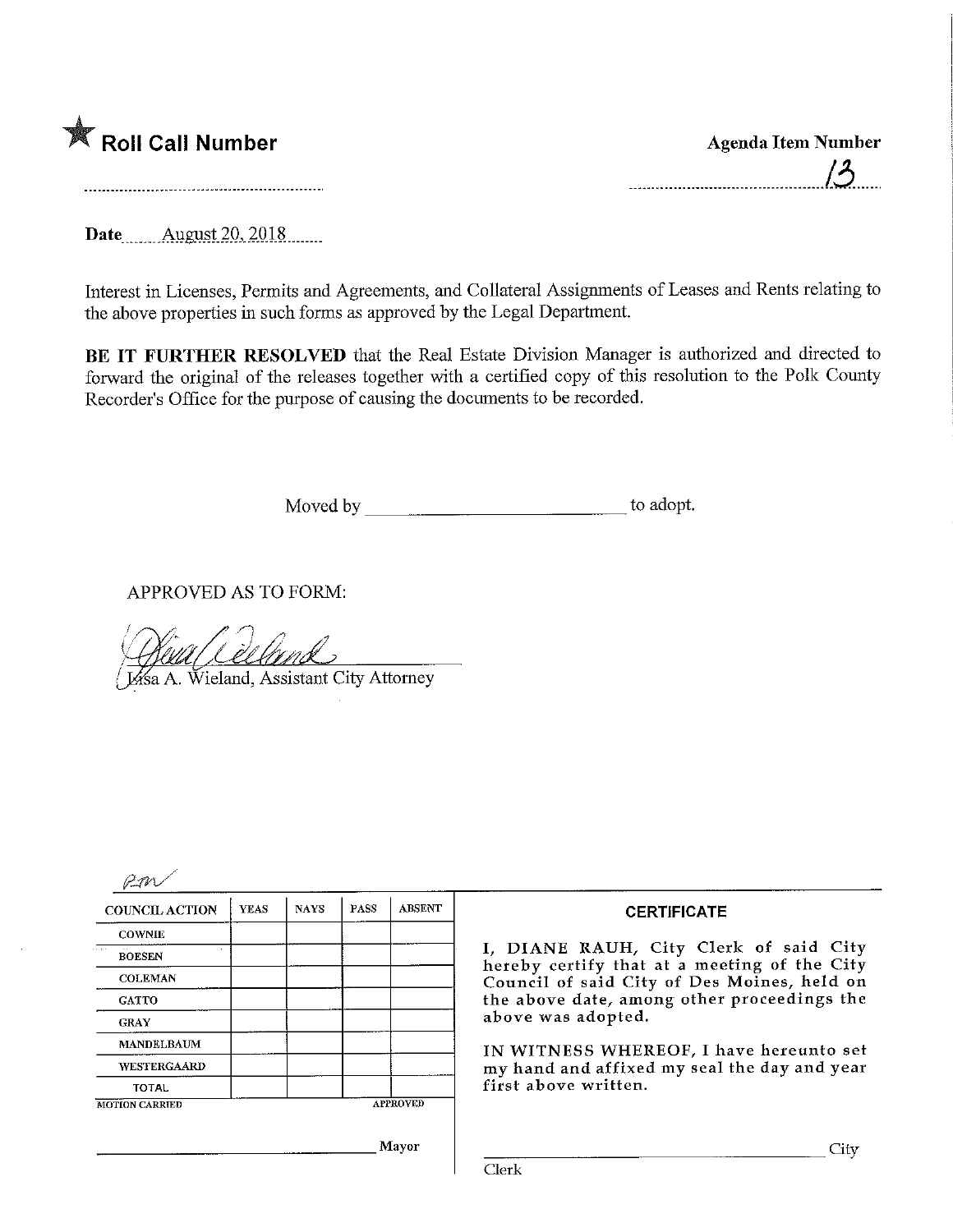★ **Roll Call Number**

**Agenda Item Number**

13

**Date** August 20, 2018

Interest in Licenses, Permits and Agreements, and Collateral Assignments of Leases and Rents relating to the above properties in such forms as approved by the Legal Department.

**BE IT FURTHER RESOLVED** that the Real Estate Division Manager is authorized and directed to forward the original of the releases together with a certified copy of this resolution to the Polk County Recorder's Office for the purpose of causing the documents to be recorded.

Moved by ______________________ to adopt.

APPROVED AS TO FORM:

Lisa A. Wieland, Assistant City Attorney

RM

| COUNCIL ACTION | YEAS | NAYS | PASS | ABSENT |
|---|---|---|---|---|
| COWNIE | | | | |
| BOESEN | | | | |
| COLEMAN | | | | |
| GATTO | | | | |
| GRAY | | | | |
| MANDELBAUM | | | | |
| WESTERGAARD | | | | |
| TOTAL | | | | |

MOTION CARRIED APPROVED

______________________ Mayor

**CERTIFICATE**

I, DIANE RAUH, City Clerk of said City hereby certify that at a meeting of the City Council of said City of Des Moines, held on the above date, among other proceedings the above was adopted.

IN WITNESS WHEREOF, I have hereunto set my hand and affixed my seal the day and year first above written.

______________________ City Clerk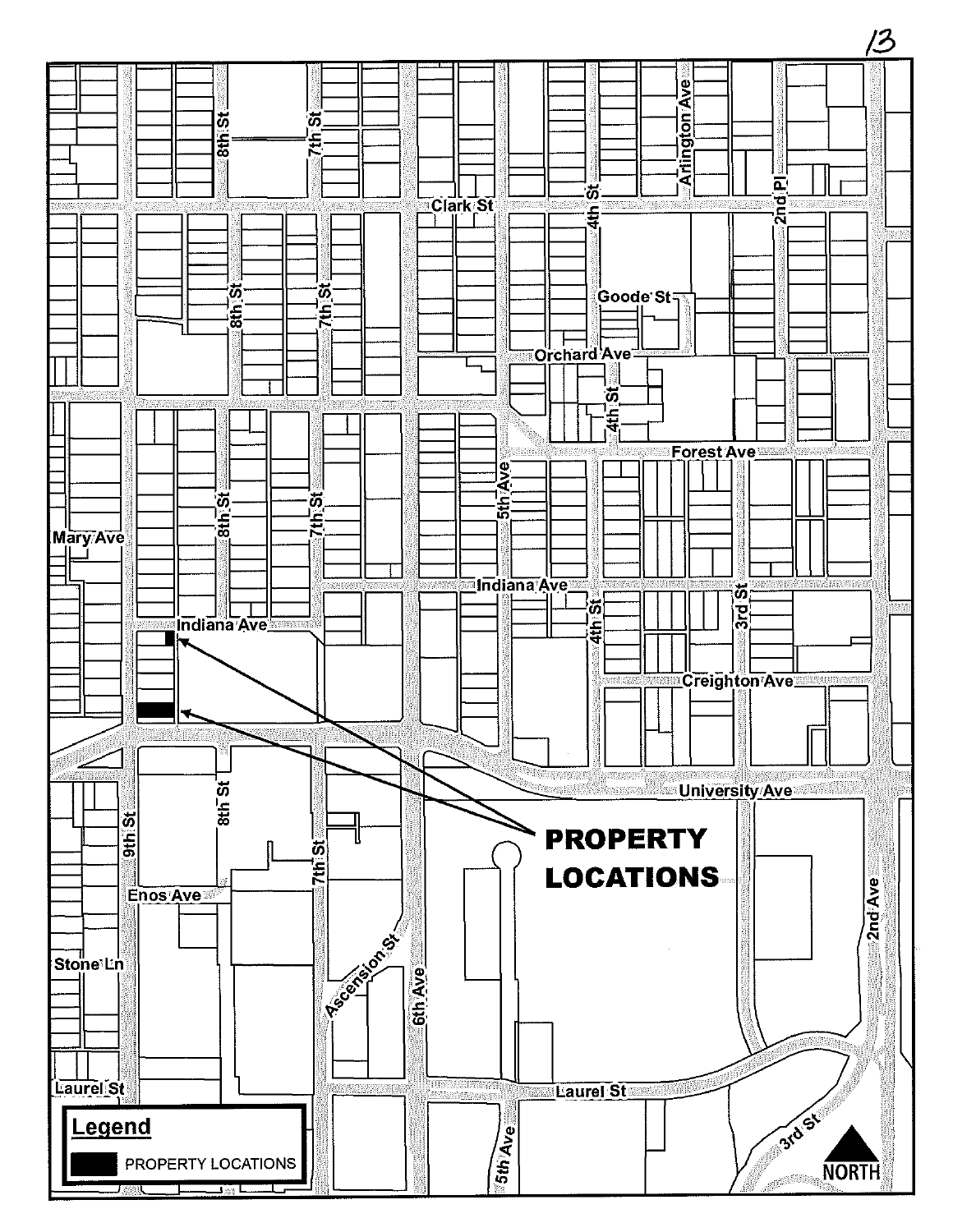Clark St

Goode St

Orchard Ave

Forest Ave

Mary Ave

Indiana Ave

Indiana Ave

Creighton Ave

University Ave

Enos Ave

Stone Ln

Laurel St

Laurel St

8th St

7th St

8th St

7th St

8th St

7th St

8th St

7th St

9th St

5th Ave

4th St

4th St

4th St

3rd St

Arlington Ave

2nd Pl

Ascension St

6th Ave

5th Ave

2nd Ave

3rd St

**PROPERTY LOCATIONS**

**Legend**

PROPERTY LOCATIONS

NORTH